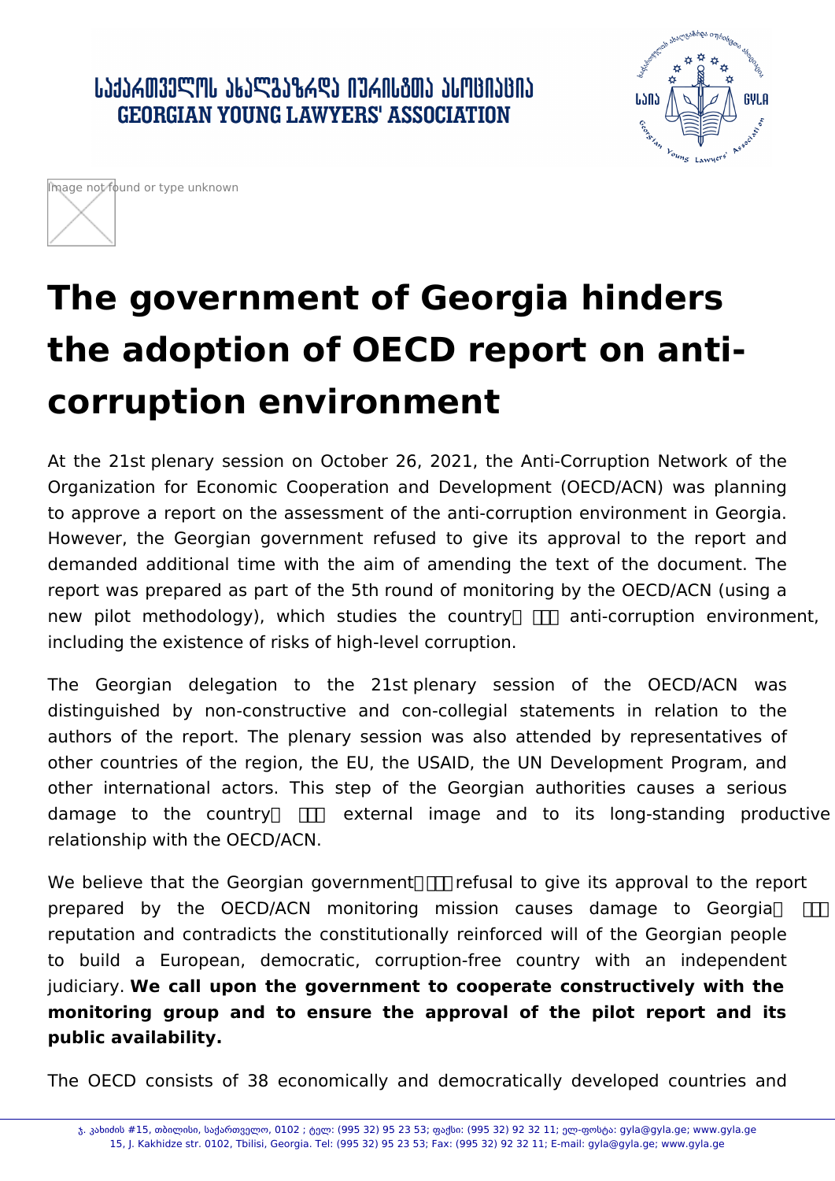# The government of Georgia hinders the adoption of OECD report on anti-corruption environment

At the 21st plenary session on October 26, 2021, the Anti-Corruption Network of the Organization for Economic Cooperation and Development (OECD/ACN) was planning to approve a report on the assessment of the anti-corruption environment in Georgia. However, the Georgian government refused to give its approval to the report and demanded additional time with the aim of amending the text of the document. The report was prepared as part of the 5th round of monitoring by the OECD/ACN (using a new pilot methodology), which studies the country's anti-corruption environment, including the existence of risks of high-level corruption.

The Georgian delegation to the 21st plenary session of the OECD/ACN was distinguished by non-constructive and con-collegial statements in relation to the authors of the report. The plenary session was also attended by representatives of other countries of the region, the EU, the USAID, the UN Development Program, and other international actors. This step of the Georgian authorities causes a serious damage to the country's external image and to its long-standing productive relationship with the OECD/ACN.

We believe that the Georgian government's refusal to give its approval to the report prepared by the OECD/ACN monitoring mission causes damage to Georgia's reputation and contradicts the constitutionally reinforced will of the Georgian people to build a European, democratic, corruption-free country with an independent judiciary. **We call upon the government to cooperate constructively with the monitoring group and to ensure the approval of the pilot report and its public availability.**

The OECD consists of 38 economically and democratically developed countries and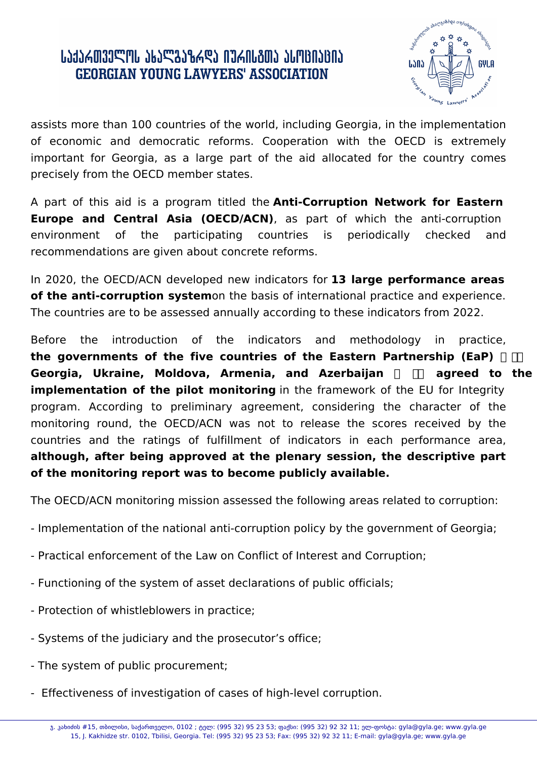assists more than 100 countries of the world, including Georgia, in the implementation of economic and democratic reforms. Cooperation with the OECD is extremely important for Georgia, as a large part of the aid allocated for the country comes precisely from the OECD member states.

A part of this aid is a program titled the **Anti-Corruption Network for Eastern Europe and Central Asia (OECD/ACN)**, as part of which the anti-corruption environment of the participating countries is periodically checked and recommendations are given about concrete reforms.

In 2020, the OECD/ACN developed new indicators for **13 large performance areas of the anti-corruption system** on the basis of international practice and experience. The countries are to be assessed annually according to these indicators from 2022.

Before the introduction of the indicators and methodology in practice, **the governments of the five countries of the Eastern Partnership (EaP) – Georgia, Ukraine, Moldova, Armenia, and Azerbaijan – agreed to the implementation of the pilot monitoring** in the framework of the EU for Integrity program. According to preliminary agreement, considering the character of the monitoring round, the OECD/ACN was not to release the scores received by the countries and the ratings of fulfillment of indicators in each performance area, **although, after being approved at the plenary session, the descriptive part of the monitoring report was to become publicly available.**

The OECD/ACN monitoring mission assessed the following areas related to corruption:

- Implementation of the national anti-corruption policy by the government of Georgia;

- Practical enforcement of the Law on Conflict of Interest and Corruption;

- Functioning of the system of asset declarations of public officials;

- Protection of whistleblowers in practice;

- Systems of the judiciary and the prosecutor's office;

- The system of public procurement;

- Effectiveness of investigation of cases of high-level corruption.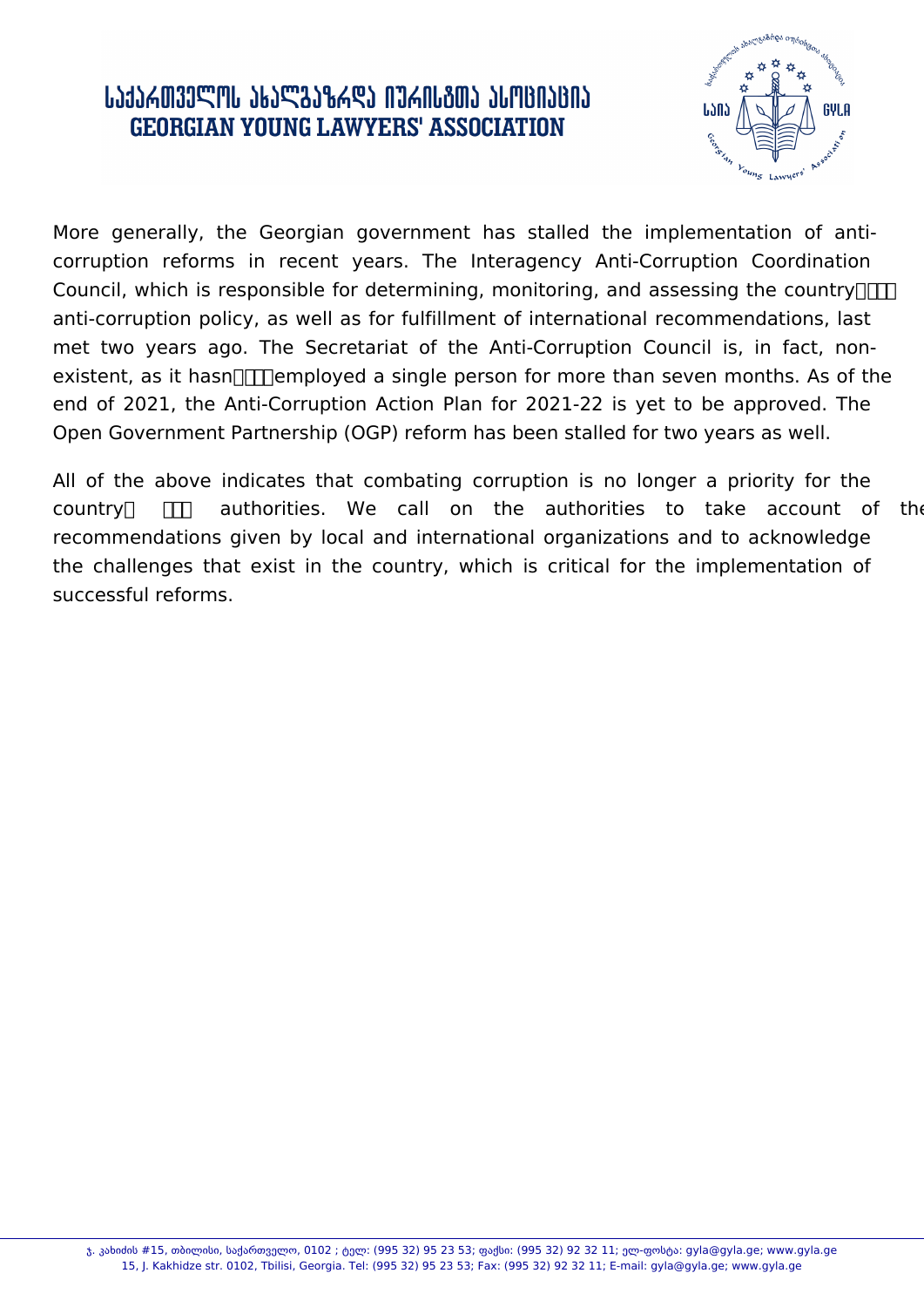More generally, the Georgian government has stalled the implementation of anti-corruption reforms in recent years. The Interagency Anti-Corruption Coordination Council, which is responsible for determining, monitoring, and assessing the country's anti-corruption policy, as well as for fulfillment of international recommendations, last met two years ago. The Secretariat of the Anti-Corruption Council is, in fact, non-existent, as it hasn't employed a single person for more than seven months. As of the end of 2021, the Anti-Corruption Action Plan for 2021-22 is yet to be approved. The Open Government Partnership (OGP) reform has been stalled for two years as well.

All of the above indicates that combating corruption is no longer a priority for the country's authorities. We call on the authorities to take account of the recommendations given by local and international organizations and to acknowledge the challenges that exist in the country, which is critical for the implementation of successful reforms.